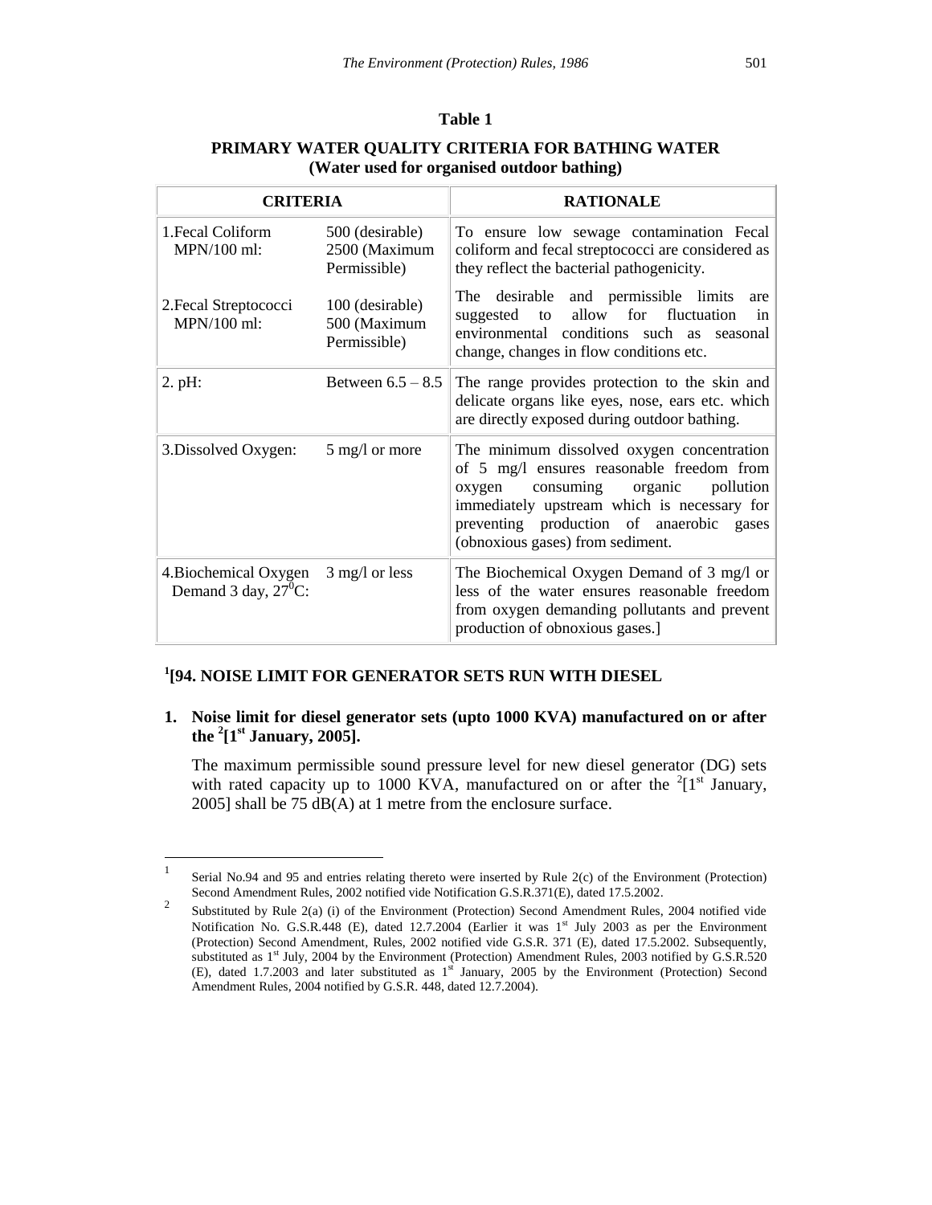## Table 1

**PRIMARY WATER QUALITY CRITERIA FOR BATHING WATER**
**(Water used for organised outdoor bathing)**

| CRITERIA | | RATIONALE |
|---|---|---|
| 1.Fecal Coliform MPN/100 ml: | 500 (desirable) 2500 (Maximum Permissible) | To ensure low sewage contamination Fecal coliform and fecal streptococci are considered as they reflect the bacterial pathogenicity. |
| 2.Fecal Streptococci MPN/100 ml: | 100 (desirable) 500 (Maximum Permissible) | The desirable and permissible limits are suggested to allow for fluctuation in environmental conditions such as seasonal change, changes in flow conditions etc. |
| 2. pH: | Between 6.5 – 8.5 | The range provides protection to the skin and delicate organs like eyes, nose, ears etc. which are directly exposed during outdoor bathing. |
| 3.Dissolved Oxygen: | 5 mg/l or more | The minimum dissolved oxygen concentration of 5 mg/l ensures reasonable freedom from oxygen consuming organic pollution immediately upstream which is necessary for preventing production of anaerobic gases (obnoxious gases) from sediment. |
| 4.Biochemical Oxygen Demand 3 day, $27^0$C: | 3 mg/l or less | The Biochemical Oxygen Demand of 3 mg/l or less of the water ensures reasonable freedom from oxygen demanding pollutants and prevent production of obnoxious gases.] |

### [1][94. NOISE LIMIT FOR GENERATOR SETS RUN WITH DIESEL

**1. Noise limit for diesel generator sets (upto 1000 KVA) manufactured on or after the [2][1st January, 2005].**

The maximum permissible sound pressure level for new diesel generator (DG) sets with rated capacity up to 1000 KVA, manufactured on or after the [2][1st January, 2005] shall be 75 dB(A) at 1 metre from the enclosure surface.

---

1 Serial No.94 and 95 and entries relating thereto were inserted by Rule 2(c) of the Environment (Protection) Second Amendment Rules, 2002 notified vide Notification G.S.R.371(E), dated 17.5.2002.

2 Substituted by Rule 2(a) (i) of the Environment (Protection) Second Amendment Rules, 2004 notified vide Notification No. G.S.R.448 (E), dated 12.7.2004 (Earlier it was 1st July 2003 as per the Environment (Protection) Second Amendment, Rules, 2002 notified vide G.S.R. 371 (E), dated 17.5.2002. Subsequently, substituted as 1st July, 2004 by the Environment (Protection) Amendment Rules, 2003 notified by G.S.R.520 (E), dated 1.7.2003 and later substituted as 1st January, 2005 by the Environment (Protection) Second Amendment Rules, 2004 notified by G.S.R. 448, dated 12.7.2004).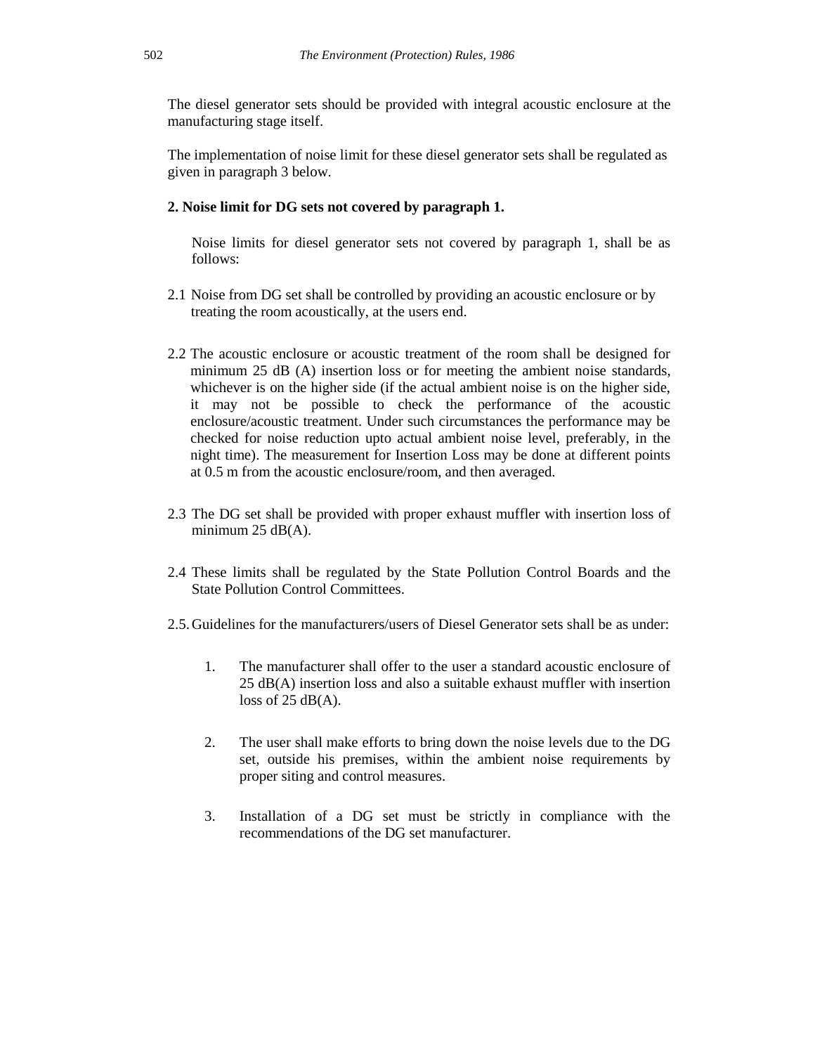The diesel generator sets should be provided with integral acoustic enclosure at the manufacturing stage itself.

The implementation of noise limit for these diesel generator sets shall be regulated as given in paragraph 3 below.

**2. Noise limit for DG sets not covered by paragraph 1.**

Noise limits for diesel generator sets not covered by paragraph 1, shall be as follows:

2.1 Noise from DG set shall be controlled by providing an acoustic enclosure or by treating the room acoustically, at the users end.

2.2 The acoustic enclosure or acoustic treatment of the room shall be designed for minimum 25 dB (A) insertion loss or for meeting the ambient noise standards, whichever is on the higher side (if the actual ambient noise is on the higher side, it may not be possible to check the performance of the acoustic enclosure/acoustic treatment. Under such circumstances the performance may be checked for noise reduction upto actual ambient noise level, preferably, in the night time). The measurement for Insertion Loss may be done at different points at 0.5 m from the acoustic enclosure/room, and then averaged.

2.3 The DG set shall be provided with proper exhaust muffler with insertion loss of minimum 25 dB(A).

2.4 These limits shall be regulated by the State Pollution Control Boards and the State Pollution Control Committees.

2.5. Guidelines for the manufacturers/users of Diesel Generator sets shall be as under:

1. The manufacturer shall offer to the user a standard acoustic enclosure of 25 dB(A) insertion loss and also a suitable exhaust muffler with insertion loss of 25 dB(A).

2. The user shall make efforts to bring down the noise levels due to the DG set, outside his premises, within the ambient noise requirements by proper siting and control measures.

3. Installation of a DG set must be strictly in compliance with the recommendations of the DG set manufacturer.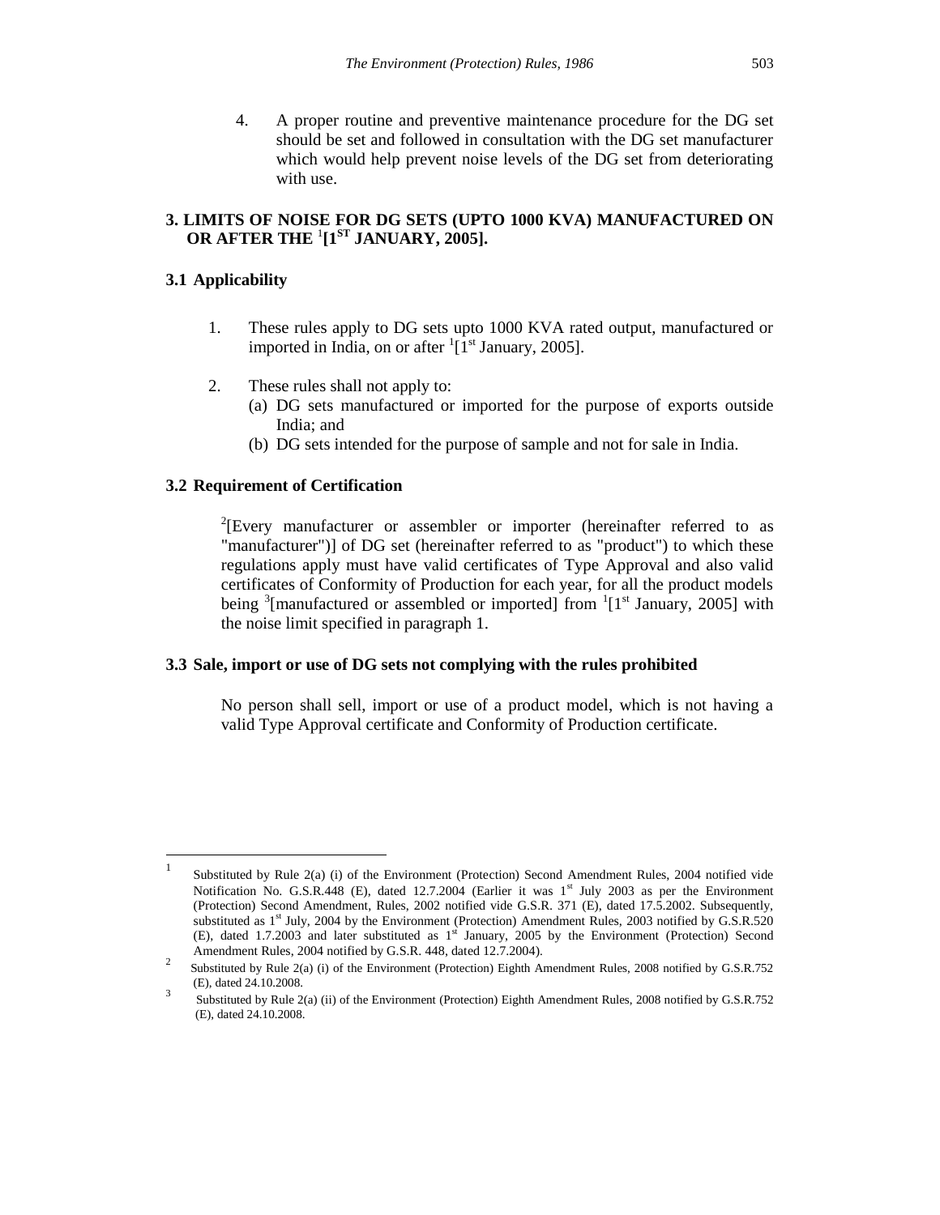4. A proper routine and preventive maintenance procedure for the DG set should be set and followed in consultation with the DG set manufacturer which would help prevent noise levels of the DG set from deteriorating with use.

### 3. LIMITS OF NOISE FOR DG SETS (UPTO 1000 KVA) MANUFACTURED ON OR AFTER THE [1][1ST JANUARY, 2005].

#### 3.1 Applicability

1. These rules apply to DG sets upto 1000 KVA rated output, manufactured or imported in India, on or after [1][1st January, 2005].
2. These rules shall not apply to:
   (a) DG sets manufactured or imported for the purpose of exports outside India; and
   (b) DG sets intended for the purpose of sample and not for sale in India.

#### 3.2 Requirement of Certification

[2][Every manufacturer or assembler or importer (hereinafter referred to as "manufacturer")] of DG set (hereinafter referred to as "product") to which these regulations apply must have valid certificates of Type Approval and also valid certificates of Conformity of Production for each year, for all the product models being [3][manufactured or assembled or imported] from [1][1st January, 2005] with the noise limit specified in paragraph 1.

#### 3.3 Sale, import or use of DG sets not complying with the rules prohibited

No person shall sell, import or use of a product model, which is not having a valid Type Approval certificate and Conformity of Production certificate.

---

[1] Substituted by Rule 2(a) (i) of the Environment (Protection) Second Amendment Rules, 2004 notified vide Notification No. G.S.R.448 (E), dated 12.7.2004 (Earlier it was 1st July 2003 as per the Environment (Protection) Second Amendment, Rules, 2002 notified vide G.S.R. 371 (E), dated 17.5.2002. Subsequently, substituted as 1st July, 2004 by the Environment (Protection) Amendment Rules, 2003 notified by G.S.R.520 (E), dated 1.7.2003 and later substituted as 1st January, 2005 by the Environment (Protection) Second Amendment Rules, 2004 notified by G.S.R. 448, dated 12.7.2004).

[2] Substituted by Rule 2(a) (i) of the Environment (Protection) Eighth Amendment Rules, 2008 notified by G.S.R.752 (E), dated 24.10.2008.

[3] Substituted by Rule 2(a) (ii) of the Environment (Protection) Eighth Amendment Rules, 2008 notified by G.S.R.752 (E), dated 24.10.2008.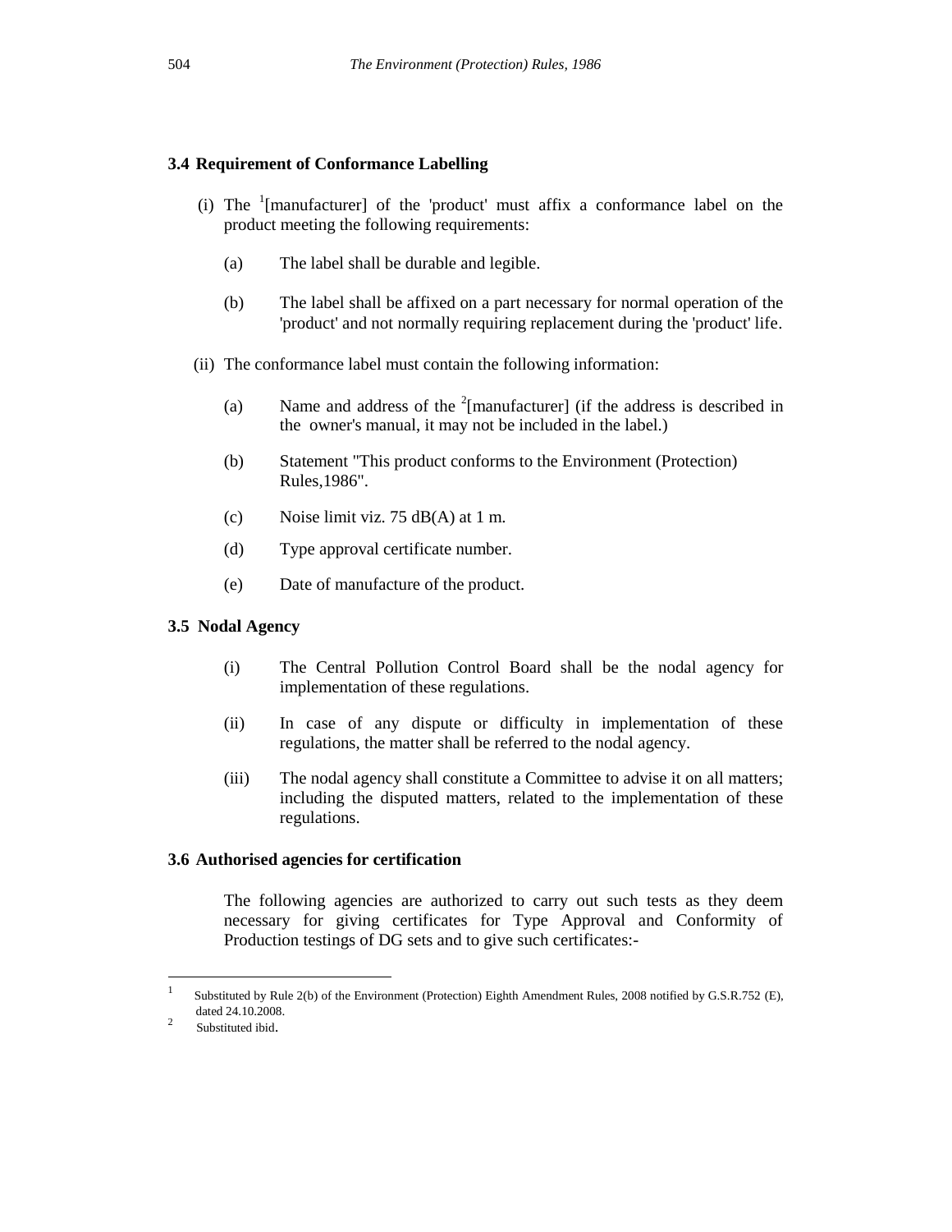### 3.4 Requirement of Conformance Labelling

(i) The [1][manufacturer] of the 'product' must affix a conformance label on the product meeting the following requirements:

   (a) The label shall be durable and legible.

   (b) The label shall be affixed on a part necessary for normal operation of the 'product' and not normally requiring replacement during the 'product' life.

(ii) The conformance label must contain the following information:

   (a) Name and address of the [2][manufacturer] (if the address is described in the owner's manual, it may not be included in the label.)

   (b) Statement "This product conforms to the Environment (Protection) Rules,1986".

   (c) Noise limit viz. 75 dB(A) at 1 m.

   (d) Type approval certificate number.

   (e) Date of manufacture of the product.

### 3.5 Nodal Agency

(i) The Central Pollution Control Board shall be the nodal agency for implementation of these regulations.

(ii) In case of any dispute or difficulty in implementation of these regulations, the matter shall be referred to the nodal agency.

(iii) The nodal agency shall constitute a Committee to advise it on all matters; including the disputed matters, related to the implementation of these regulations.

### 3.6 Authorised agencies for certification

The following agencies are authorized to carry out such tests as they deem necessary for giving certificates for Type Approval and Conformity of Production testings of DG sets and to give such certificates:-

---

[1] Substituted by Rule 2(b) of the Environment (Protection) Eighth Amendment Rules, 2008 notified by G.S.R.752 (E), dated 24.10.2008.

[2] Substituted ibid.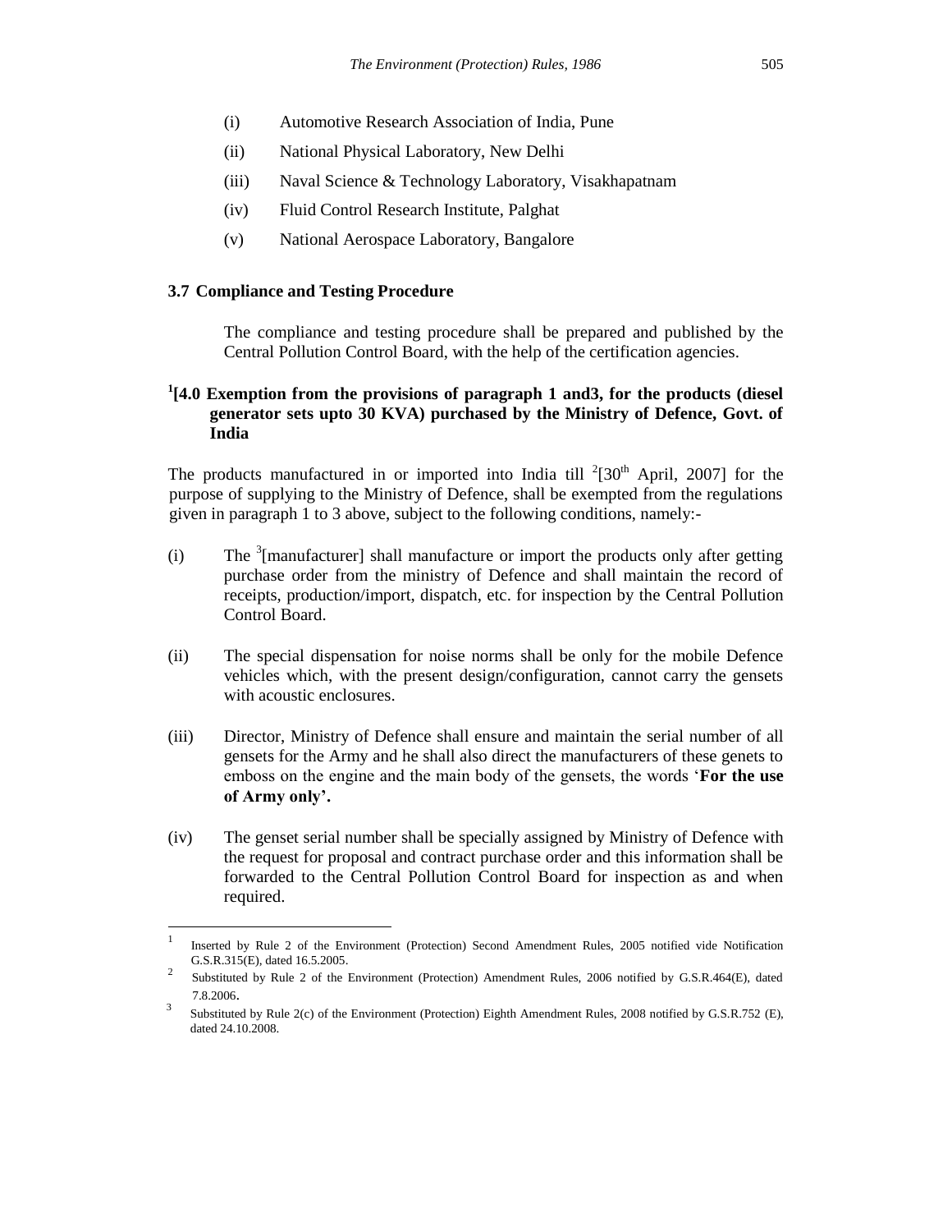(i) Automotive Research Association of India, Pune

(ii) National Physical Laboratory, New Delhi

(iii) Naval Science & Technology Laboratory, Visakhapatnam

(iv) Fluid Control Research Institute, Palghat

(v) National Aerospace Laboratory, Bangalore

**3.7 Compliance and Testing Procedure**

The compliance and testing procedure shall be prepared and published by the Central Pollution Control Board, with the help of the certification agencies.

**[1][4.0 Exemption from the provisions of paragraph 1 and3, for the products (diesel generator sets upto 30 KVA) purchased by the Ministry of Defence, Govt. of India**

The products manufactured in or imported into India till [2][30th April, 2007] for the purpose of supplying to the Ministry of Defence, shall be exempted from the regulations given in paragraph 1 to 3 above, subject to the following conditions, namely:-

(i) The [3][manufacturer] shall manufacture or import the products only after getting purchase order from the ministry of Defence and shall maintain the record of receipts, production/import, dispatch, etc. for inspection by the Central Pollution Control Board.

(ii) The special dispensation for noise norms shall be only for the mobile Defence vehicles which, with the present design/configuration, cannot carry the gensets with acoustic enclosures.

(iii) Director, Ministry of Defence shall ensure and maintain the serial number of all gensets for the Army and he shall also direct the manufacturers of these genets to emboss on the engine and the main body of the gensets, the words '**For the use of Army only'.**

(iv) The genset serial number shall be specially assigned by Ministry of Defence with the request for proposal and contract purchase order and this information shall be forwarded to the Central Pollution Control Board for inspection as and when required.

---

1. Inserted by Rule 2 of the Environment (Protection) Second Amendment Rules, 2005 notified vide Notification G.S.R.315(E), dated 16.5.2005.
2. Substituted by Rule 2 of the Environment (Protection) Amendment Rules, 2006 notified by G.S.R.464(E), dated 7.8.2006.
3. Substituted by Rule 2(c) of the Environment (Protection) Eighth Amendment Rules, 2008 notified by G.S.R.752 (E), dated 24.10.2008.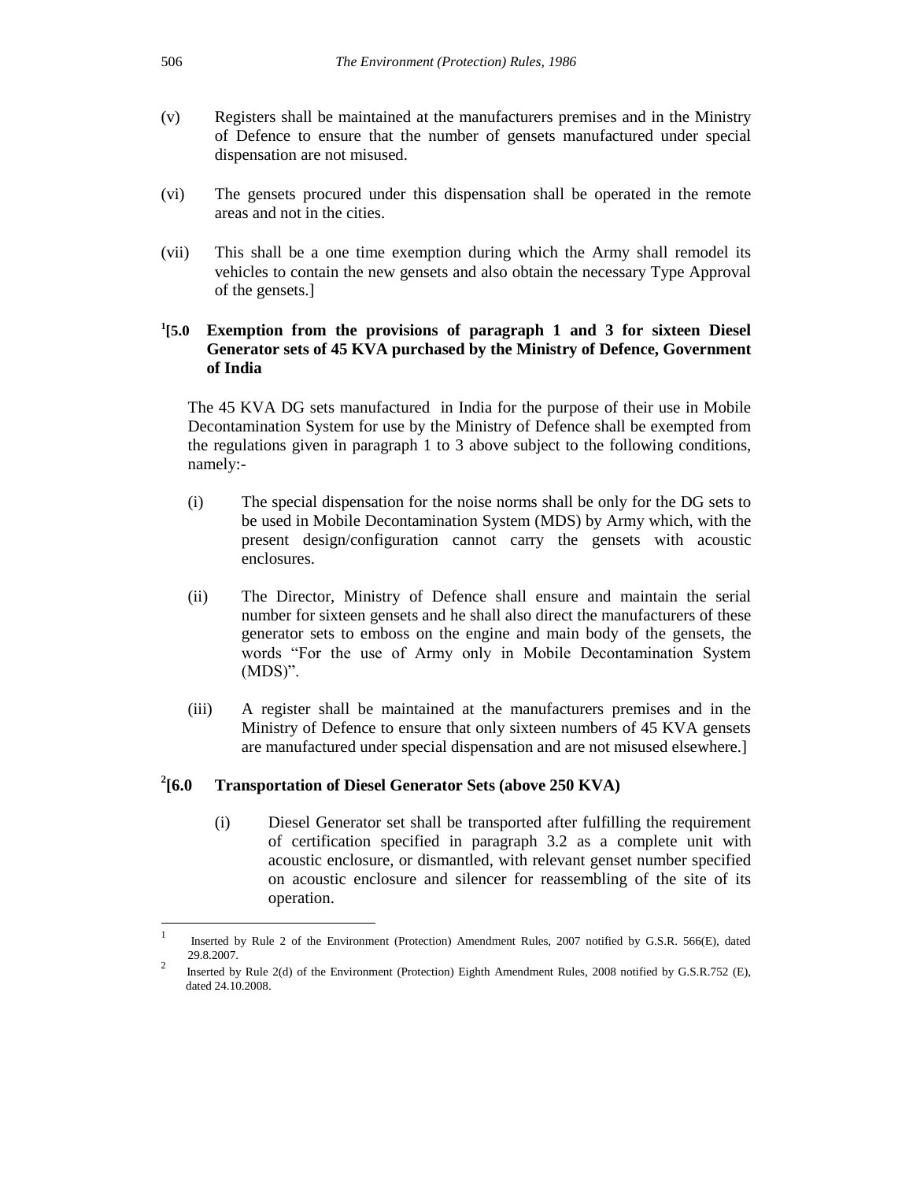(v) Registers shall be maintained at the manufacturers premises and in the Ministry of Defence to ensure that the number of gensets manufactured under special dispensation are not misused.

(vi) The gensets procured under this dispensation shall be operated in the remote areas and not in the cities.

(vii) This shall be a one time exemption during which the Army shall remodel its vehicles to contain the new gensets and also obtain the necessary Type Approval of the gensets.]

**[1][5.0 Exemption from the provisions of paragraph 1 and 3 for sixteen Diesel Generator sets of 45 KVA purchased by the Ministry of Defence, Government of India**

The 45 KVA DG sets manufactured in India for the purpose of their use in Mobile Decontamination System for use by the Ministry of Defence shall be exempted from the regulations given in paragraph 1 to 3 above subject to the following conditions, namely:-

(i) The special dispensation for the noise norms shall be only for the DG sets to be used in Mobile Decontamination System (MDS) by Army which, with the present design/configuration cannot carry the gensets with acoustic enclosures.

(ii) The Director, Ministry of Defence shall ensure and maintain the serial number for sixteen gensets and he shall also direct the manufacturers of these generator sets to emboss on the engine and main body of the gensets, the words "For the use of Army only in Mobile Decontamination System (MDS)".

(iii) A register shall be maintained at the manufacturers premises and in the Ministry of Defence to ensure that only sixteen numbers of 45 KVA gensets are manufactured under special dispensation and are not misused elsewhere.]

**[2][6.0 Transportation of Diesel Generator Sets (above 250 KVA)**

(i) Diesel Generator set shall be transported after fulfilling the requirement of certification specified in paragraph 3.2 as a complete unit with acoustic enclosure, or dismantled, with relevant genset number specified on acoustic enclosure and silencer for reassembling of the site of its operation.

---

1 Inserted by Rule 2 of the Environment (Protection) Amendment Rules, 2007 notified by G.S.R. 566(E), dated 29.8.2007.

2 Inserted by Rule 2(d) of the Environment (Protection) Eighth Amendment Rules, 2008 notified by G.S.R.752 (E), dated 24.10.2008.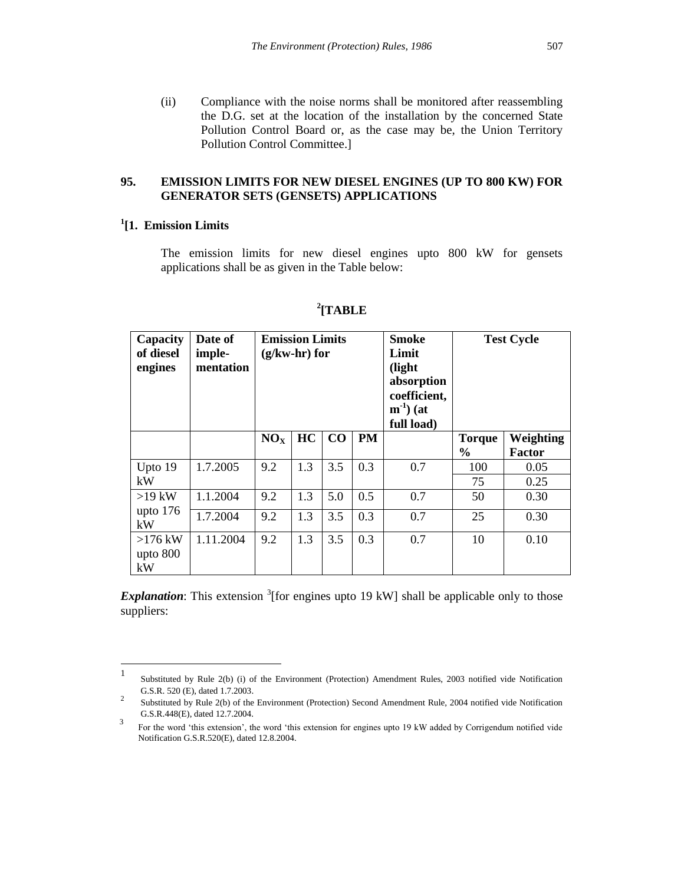(ii) Compliance with the noise norms shall be monitored after reassembling the D.G. set at the location of the installation by the concerned State Pollution Control Board or, as the case may be, the Union Territory Pollution Control Committee.]

## 95. EMISSION LIMITS FOR NEW DIESEL ENGINES (UP TO 800 KW) FOR GENERATOR SETS (GENSETS) APPLICATIONS

### [1][1. Emission Limits

The emission limits for new diesel engines upto 800 kW for gensets applications shall be as given in the Table below:

**[2][TABLE**

| Capacity of diesel engines | Date of imple-mentation | Emission Limits (g/kw-hr) for | | | | Smoke Limit (light absorption coefficient, $m^{-1}$) (at full load) | Test Cycle | |
|---|---|---|---|---|---|---|---|---|
| | | $NO_X$ | HC | CO | PM | | Torque % | Weighting Factor |
| Upto 19 kW | 1.7.2005 | 9.2 | 1.3 | 3.5 | 0.3 | 0.7 | 100 | 0.05 |
| | | | | | | | 75 | 0.25 |
| >19 kW upto 176 kW | 1.1.2004 | 9.2 | 1.3 | 5.0 | 0.5 | 0.7 | 50 | 0.30 |
| | 1.7.2004 | 9.2 | 1.3 | 3.5 | 0.3 | 0.7 | 25 | 0.30 |
| >176 kW upto 800 kW | 1.11.2004 | 9.2 | 1.3 | 3.5 | 0.3 | 0.7 | 10 | 0.10 |

***Explanation***: This extension [3][for engines upto 19 kW] shall be applicable only to those suppliers:

---

1 Substituted by Rule 2(b) (i) of the Environment (Protection) Amendment Rules, 2003 notified vide Notification G.S.R. 520 (E), dated 1.7.2003.

2 Substituted by Rule 2(b) of the Environment (Protection) Second Amendment Rule, 2004 notified vide Notification G.S.R.448(E), dated 12.7.2004.

3 For the word 'this extension', the word 'this extension for engines upto 19 kW added by Corrigendum notified vide Notification G.S.R.520(E), dated 12.8.2004.